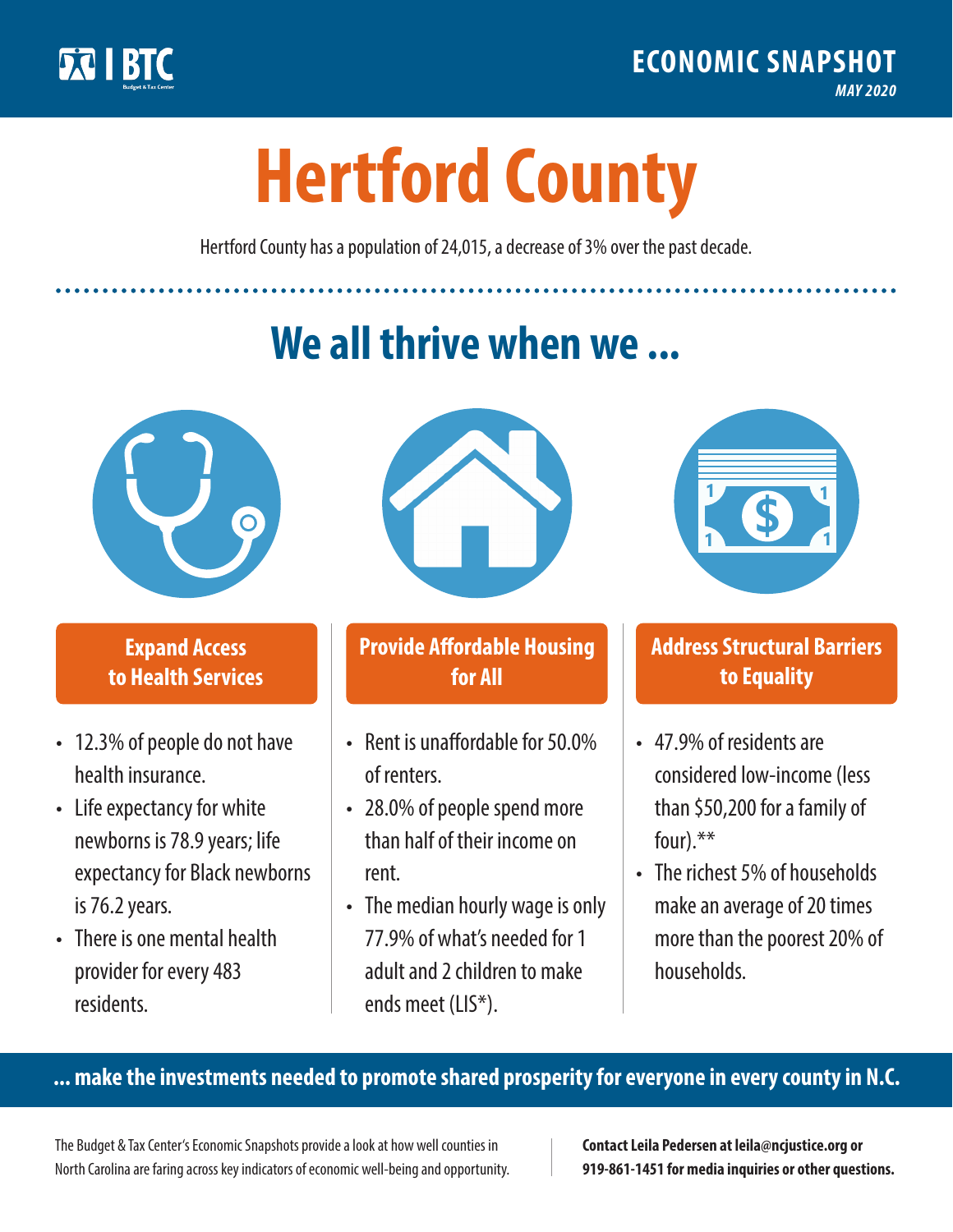BTC Budget & Tax Center

**ECONOMIC SNAPSHOT**
*MAY 2020*

# Hertford County

Hertford County has a population of 24,015, a decrease of 3% over the past decade.

## We all thrive when we ...

### Expand Access to Health Services

- 12.3% of people do not have health insurance.
- Life expectancy for white newborns is 78.9 years; life expectancy for Black newborns is 76.2 years.
- There is one mental health provider for every 483 residents.

### Provide Affordable Housing for All

- Rent is unaffordable for 50.0% of renters.
- 28.0% of people spend more than half of their income on rent.
- The median hourly wage is only 77.9% of what's needed for 1 adult and 2 children to make ends meet (LIS*).

### Address Structural Barriers to Equality

- 47.9% of residents are considered low-income (less than $50,200 for a family of four).**
- The richest 5% of households make an average of 20 times more than the poorest 20% of households.

**... make the investments needed to promote shared prosperity for everyone in every county in N.C.**

The Budget & Tax Center's Economic Snapshots provide a look at how well counties in North Carolina are faring across key indicators of economic well-being and opportunity.

**Contact Leila Pedersen at leila@ncjustice.org or 919-861-1451 for media inquiries or other questions.**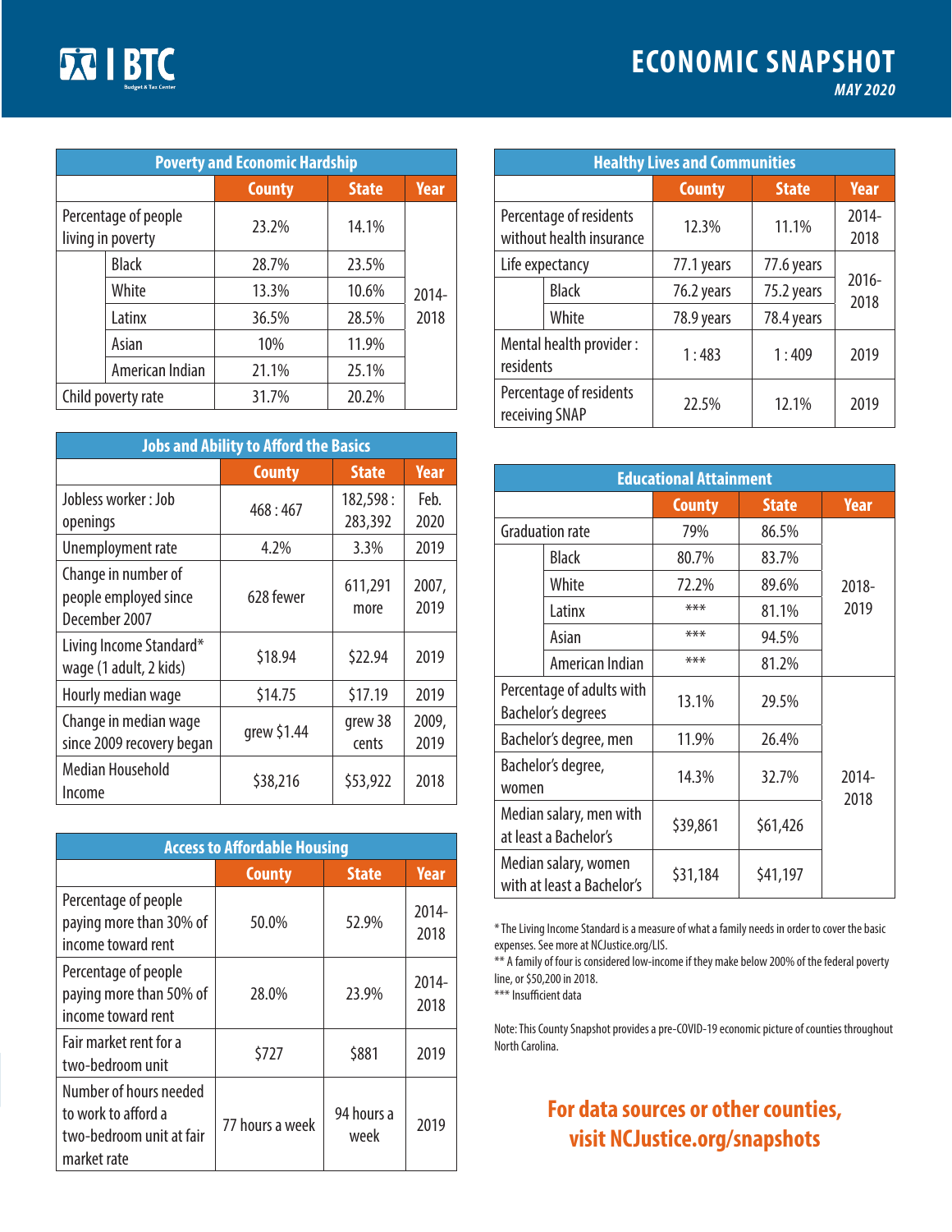# ECONOMIC SNAPSHOT

*MAY 2020*

| Poverty and Economic Hardship | | County | State | Year |
|---|---|---|---|---|
| Percentage of people living in poverty | | 23.2% | 14.1% | 2014-2018 |
| | Black | 28.7% | 23.5% | |
| | White | 13.3% | 10.6% | |
| | Latinx | 36.5% | 28.5% | |
| | Asian | 10% | 11.9% | |
| | American Indian | 21.1% | 25.1% | |
| Child poverty rate | | 31.7% | 20.2% | |

| Jobs and Ability to Afford the Basics | County | State | Year |
|---|---|---|---|
| Jobless worker : Job openings | 468 : 467 | 182,598 : 283,392 | Feb. 2020 |
| Unemployment rate | 4.2% | 3.3% | 2019 |
| Change in number of people employed since December 2007 | 628 fewer | 611,291 more | 2007, 2019 |
| Living Income Standard* wage (1 adult, 2 kids) | $18.94 | $22.94 | 2019 |
| Hourly median wage | $14.75 | $17.19 | 2019 |
| Change in median wage since 2009 recovery began | grew $1.44 | grew 38 cents | 2009, 2019 |
| Median Household Income | $38,216 | $53,922 | 2018 |

| Access to Affordable Housing | County | State | Year |
|---|---|---|---|
| Percentage of people paying more than 30% of income toward rent | 50.0% | 52.9% | 2014-2018 |
| Percentage of people paying more than 50% of income toward rent | 28.0% | 23.9% | 2014-2018 |
| Fair market rent for a two-bedroom unit | $727 | $881 | 2019 |
| Number of hours needed to work to afford a two-bedroom unit at fair market rate | 77 hours a week | 94 hours a week | 2019 |

| Healthy Lives and Communities | | County | State | Year |
|---|---|---|---|---|
| Percentage of residents without health insurance | | 12.3% | 11.1% | 2014-2018 |
| Life expectancy | | 77.1 years | 77.6 years | 2016-2018 |
| | Black | 76.2 years | 75.2 years | |
| | White | 78.9 years | 78.4 years | |
| Mental health provider : residents | | 1 : 483 | 1 : 409 | 2019 |
| Percentage of residents receiving SNAP | | 22.5% | 12.1% | 2019 |

| Educational Attainment | | County | State | Year |
|---|---|---|---|---|
| Graduation rate | | 79% | 86.5% | 2018-2019 |
| | Black | 80.7% | 83.7% | |
| | White | 72.2% | 89.6% | |
| | Latinx | *** | 81.1% | |
| | Asian | *** | 94.5% | |
| | American Indian | *** | 81.2% | |
| Percentage of adults with Bachelor's degrees | | 13.1% | 29.5% | 2014-2018 |
| Bachelor's degree, men | | 11.9% | 26.4% | |
| Bachelor's degree, women | | 14.3% | 32.7% | |
| Median salary, men with at least a Bachelor's | | $39,861 | $61,426 | |
| Median salary, women with at least a Bachelor's | | $31,184 | $41,197 | |

* The Living Income Standard is a measure of what a family needs in order to cover the basic expenses. See more at NCJustice.org/LIS.

** A family of four is considered low-income if they make below 200% of the federal poverty line, or $50,200 in 2018.

*** Insufficient data

Note: This County Snapshot provides a pre-COVID-19 economic picture of counties throughout North Carolina.

**For data sources or other counties, visit NCJustice.org/snapshots**